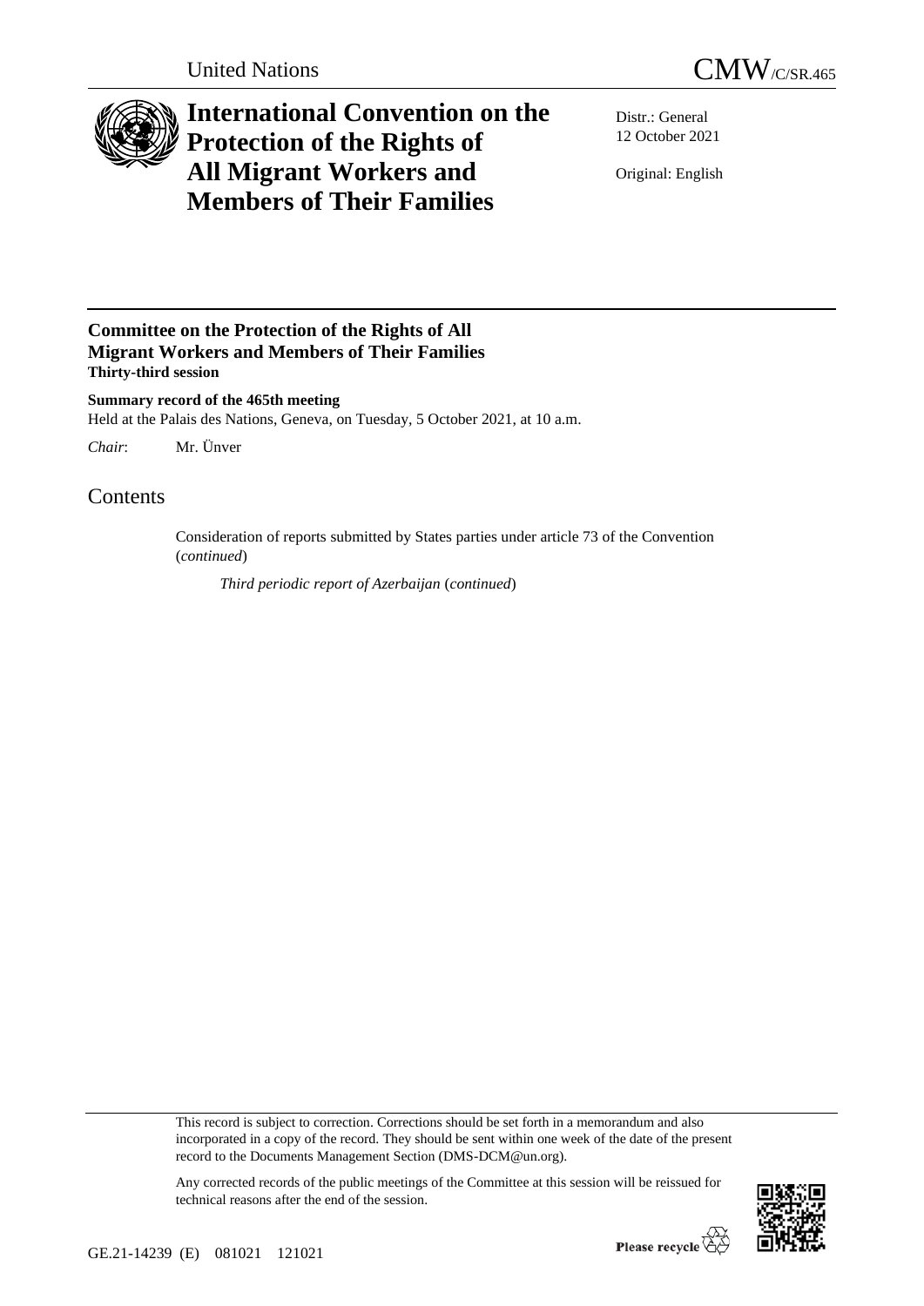United Nations CMW/C/SR.465

# International Convention on the Protection of the Rights of All Migrant Workers and Members of Their Families

Distr.: General
12 October 2021

Original: English

**Committee on the Protection of the Rights of All Migrant Workers and Members of Their Families**
**Thirty-third session**

**Summary record of the 465th meeting**
Held at the Palais des Nations, Geneva, on Tuesday, 5 October 2021, at 10 a.m.

*Chair*: Mr. Ünver

## Contents

Consideration of reports submitted by States parties under article 73 of the Convention (*continued*)

*Third periodic report of Azerbaijan* (*continued*)

This record is subject to correction. Corrections should be set forth in a memorandum and also incorporated in a copy of the record. They should be sent within one week of the date of the present record to the Documents Management Section (DMS-DCM@un.org).

Any corrected records of the public meetings of the Committee at this session will be reissued for technical reasons after the end of the session.

GE.21-14239 (E) 081021 121021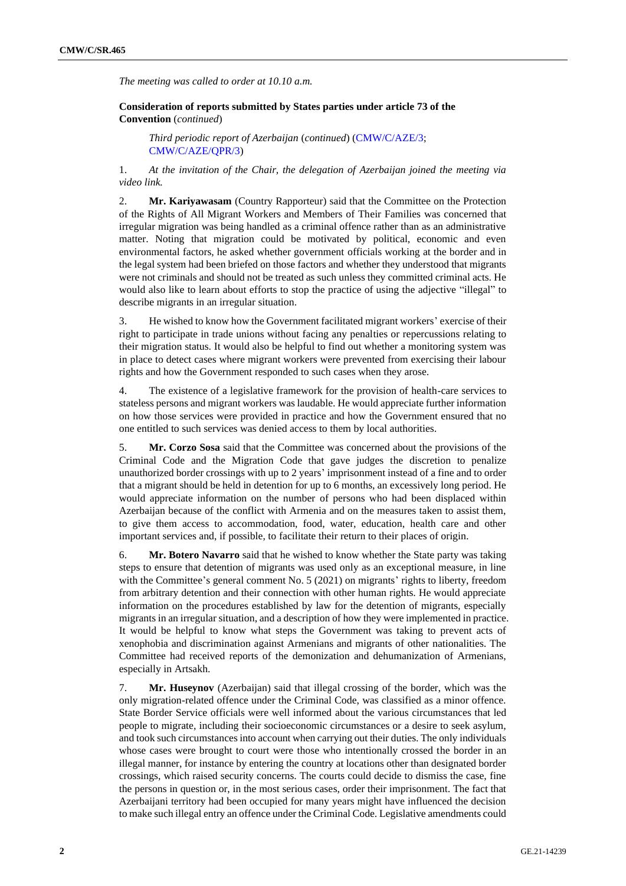*The meeting was called to order at 10.10 a.m.*

**Consideration of reports submitted by States parties under article 73 of the Convention** (*continued*)

*Third periodic report of Azerbaijan* (*continued*) (CMW/C/AZE/3; CMW/C/AZE/QPR/3)

1. *At the invitation of the Chair, the delegation of Azerbaijan joined the meeting via video link.*

2. **Mr. Kariyawasam** (Country Rapporteur) said that the Committee on the Protection of the Rights of All Migrant Workers and Members of Their Families was concerned that irregular migration was being handled as a criminal offence rather than as an administrative matter. Noting that migration could be motivated by political, economic and even environmental factors, he asked whether government officials working at the border and in the legal system had been briefed on those factors and whether they understood that migrants were not criminals and should not be treated as such unless they committed criminal acts. He would also like to learn about efforts to stop the practice of using the adjective "illegal" to describe migrants in an irregular situation.

3. He wished to know how the Government facilitated migrant workers' exercise of their right to participate in trade unions without facing any penalties or repercussions relating to their migration status. It would also be helpful to find out whether a monitoring system was in place to detect cases where migrant workers were prevented from exercising their labour rights and how the Government responded to such cases when they arose.

4. The existence of a legislative framework for the provision of health-care services to stateless persons and migrant workers was laudable. He would appreciate further information on how those services were provided in practice and how the Government ensured that no one entitled to such services was denied access to them by local authorities.

5. **Mr. Corzo Sosa** said that the Committee was concerned about the provisions of the Criminal Code and the Migration Code that gave judges the discretion to penalize unauthorized border crossings with up to 2 years' imprisonment instead of a fine and to order that a migrant should be held in detention for up to 6 months, an excessively long period. He would appreciate information on the number of persons who had been displaced within Azerbaijan because of the conflict with Armenia and on the measures taken to assist them, to give them access to accommodation, food, water, education, health care and other important services and, if possible, to facilitate their return to their places of origin.

6. **Mr. Botero Navarro** said that he wished to know whether the State party was taking steps to ensure that detention of migrants was used only as an exceptional measure, in line with the Committee's general comment No. 5 (2021) on migrants' rights to liberty, freedom from arbitrary detention and their connection with other human rights. He would appreciate information on the procedures established by law for the detention of migrants, especially migrants in an irregular situation, and a description of how they were implemented in practice. It would be helpful to know what steps the Government was taking to prevent acts of xenophobia and discrimination against Armenians and migrants of other nationalities. The Committee had received reports of the demonization and dehumanization of Armenians, especially in Artsakh.

7. **Mr. Huseynov** (Azerbaijan) said that illegal crossing of the border, which was the only migration-related offence under the Criminal Code, was classified as a minor offence. State Border Service officials were well informed about the various circumstances that led people to migrate, including their socioeconomic circumstances or a desire to seek asylum, and took such circumstances into account when carrying out their duties. The only individuals whose cases were brought to court were those who intentionally crossed the border in an illegal manner, for instance by entering the country at locations other than designated border crossings, which raised security concerns. The courts could decide to dismiss the case, fine the persons in question or, in the most serious cases, order their imprisonment. The fact that Azerbaijani territory had been occupied for many years might have influenced the decision to make such illegal entry an offence under the Criminal Code. Legislative amendments could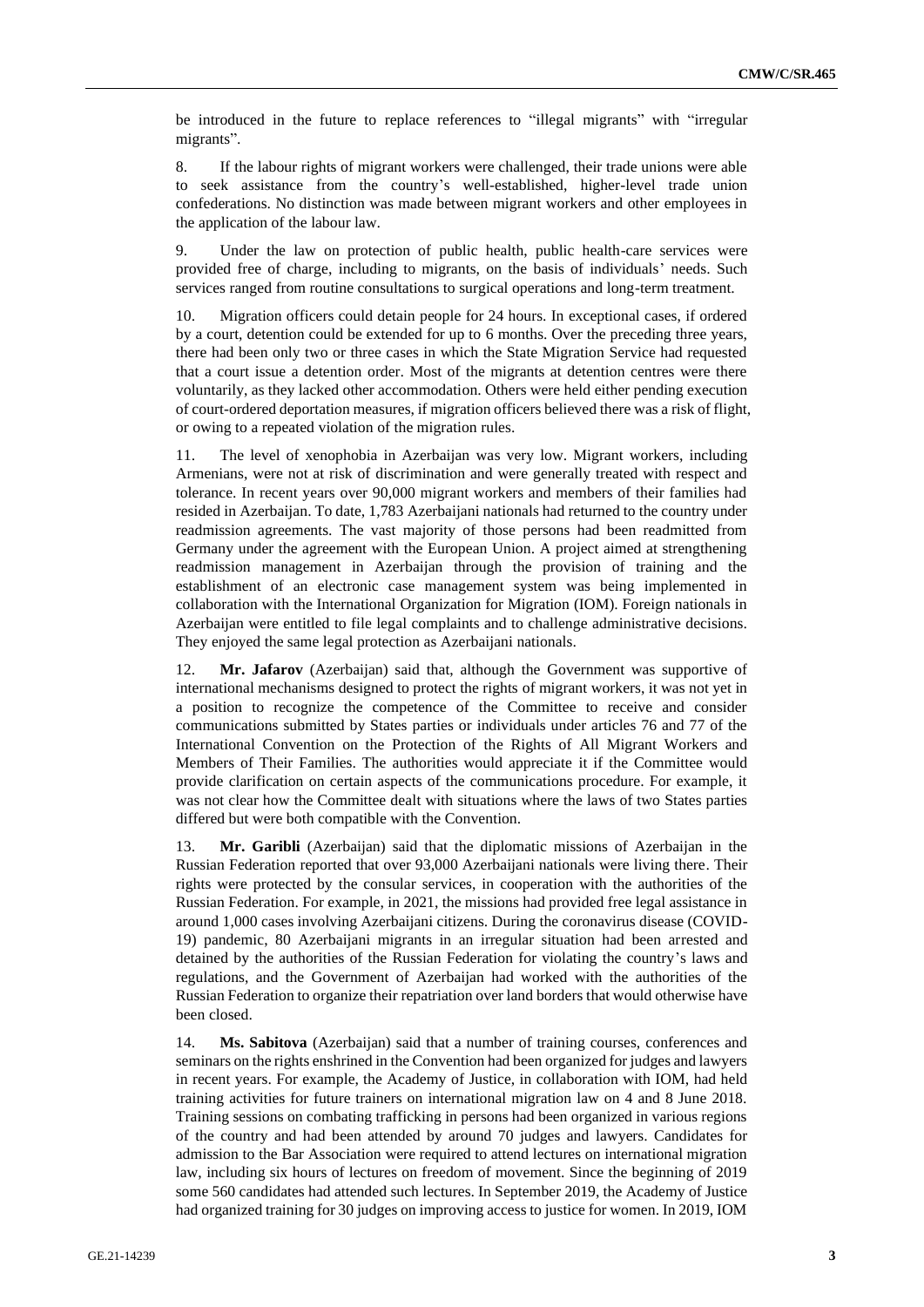be introduced in the future to replace references to "illegal migrants" with "irregular migrants".

8. If the labour rights of migrant workers were challenged, their trade unions were able to seek assistance from the country's well-established, higher-level trade union confederations. No distinction was made between migrant workers and other employees in the application of the labour law.

9. Under the law on protection of public health, public health-care services were provided free of charge, including to migrants, on the basis of individuals' needs. Such services ranged from routine consultations to surgical operations and long-term treatment.

10. Migration officers could detain people for 24 hours. In exceptional cases, if ordered by a court, detention could be extended for up to 6 months. Over the preceding three years, there had been only two or three cases in which the State Migration Service had requested that a court issue a detention order. Most of the migrants at detention centres were there voluntarily, as they lacked other accommodation. Others were held either pending execution of court-ordered deportation measures, if migration officers believed there was a risk of flight, or owing to a repeated violation of the migration rules.

11. The level of xenophobia in Azerbaijan was very low. Migrant workers, including Armenians, were not at risk of discrimination and were generally treated with respect and tolerance. In recent years over 90,000 migrant workers and members of their families had resided in Azerbaijan. To date, 1,783 Azerbaijani nationals had returned to the country under readmission agreements. The vast majority of those persons had been readmitted from Germany under the agreement with the European Union. A project aimed at strengthening readmission management in Azerbaijan through the provision of training and the establishment of an electronic case management system was being implemented in collaboration with the International Organization for Migration (IOM). Foreign nationals in Azerbaijan were entitled to file legal complaints and to challenge administrative decisions. They enjoyed the same legal protection as Azerbaijani nationals.

12. **Mr. Jafarov** (Azerbaijan) said that, although the Government was supportive of international mechanisms designed to protect the rights of migrant workers, it was not yet in a position to recognize the competence of the Committee to receive and consider communications submitted by States parties or individuals under articles 76 and 77 of the International Convention on the Protection of the Rights of All Migrant Workers and Members of Their Families. The authorities would appreciate it if the Committee would provide clarification on certain aspects of the communications procedure. For example, it was not clear how the Committee dealt with situations where the laws of two States parties differed but were both compatible with the Convention.

13. **Mr. Garibli** (Azerbaijan) said that the diplomatic missions of Azerbaijan in the Russian Federation reported that over 93,000 Azerbaijani nationals were living there. Their rights were protected by the consular services, in cooperation with the authorities of the Russian Federation. For example, in 2021, the missions had provided free legal assistance in around 1,000 cases involving Azerbaijani citizens. During the coronavirus disease (COVID-19) pandemic, 80 Azerbaijani migrants in an irregular situation had been arrested and detained by the authorities of the Russian Federation for violating the country's laws and regulations, and the Government of Azerbaijan had worked with the authorities of the Russian Federation to organize their repatriation over land borders that would otherwise have been closed.

14. **Ms. Sabitova** (Azerbaijan) said that a number of training courses, conferences and seminars on the rights enshrined in the Convention had been organized for judges and lawyers in recent years. For example, the Academy of Justice, in collaboration with IOM, had held training activities for future trainers on international migration law on 4 and 8 June 2018. Training sessions on combating trafficking in persons had been organized in various regions of the country and had been attended by around 70 judges and lawyers. Candidates for admission to the Bar Association were required to attend lectures on international migration law, including six hours of lectures on freedom of movement. Since the beginning of 2019 some 560 candidates had attended such lectures. In September 2019, the Academy of Justice had organized training for 30 judges on improving access to justice for women. In 2019, IOM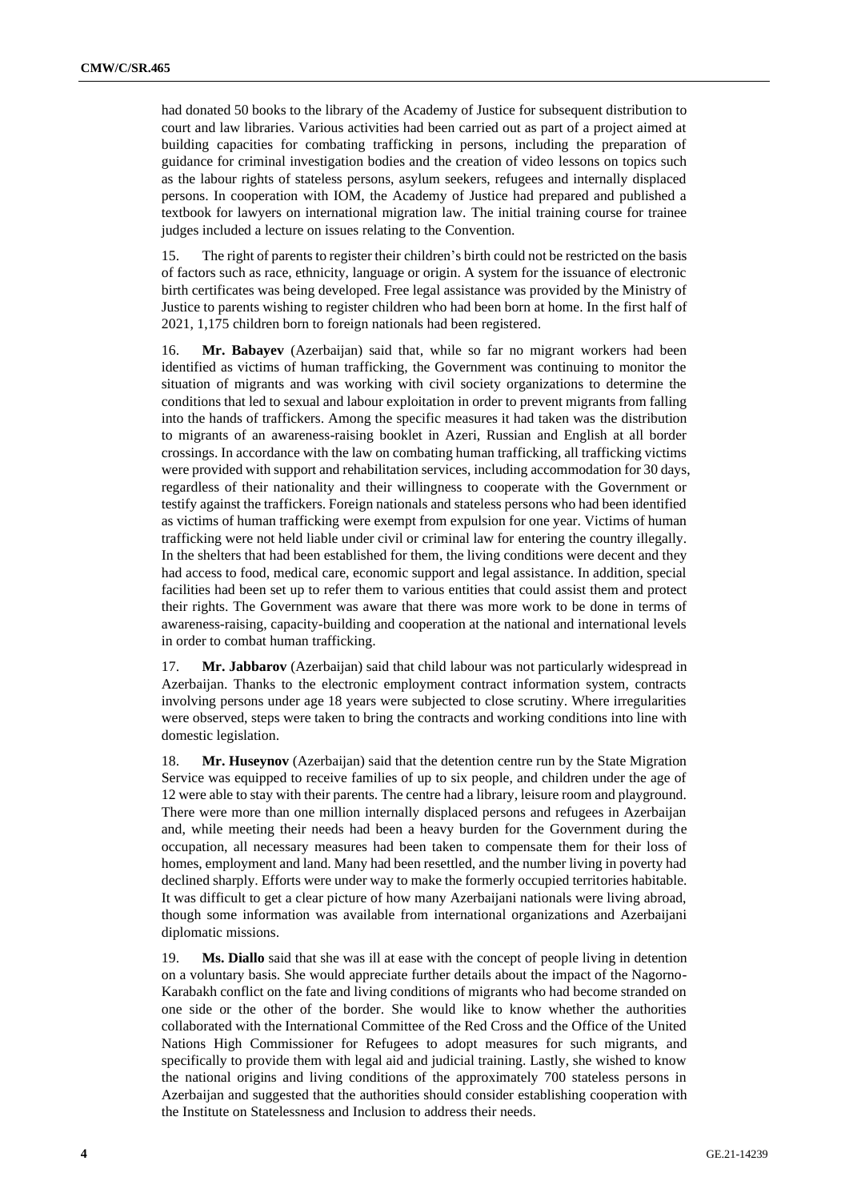had donated 50 books to the library of the Academy of Justice for subsequent distribution to court and law libraries. Various activities had been carried out as part of a project aimed at building capacities for combating trafficking in persons, including the preparation of guidance for criminal investigation bodies and the creation of video lessons on topics such as the labour rights of stateless persons, asylum seekers, refugees and internally displaced persons. In cooperation with IOM, the Academy of Justice had prepared and published a textbook for lawyers on international migration law. The initial training course for trainee judges included a lecture on issues relating to the Convention.

15. The right of parents to register their children's birth could not be restricted on the basis of factors such as race, ethnicity, language or origin. A system for the issuance of electronic birth certificates was being developed. Free legal assistance was provided by the Ministry of Justice to parents wishing to register children who had been born at home. In the first half of 2021, 1,175 children born to foreign nationals had been registered.

16. **Mr. Babayev** (Azerbaijan) said that, while so far no migrant workers had been identified as victims of human trafficking, the Government was continuing to monitor the situation of migrants and was working with civil society organizations to determine the conditions that led to sexual and labour exploitation in order to prevent migrants from falling into the hands of traffickers. Among the specific measures it had taken was the distribution to migrants of an awareness-raising booklet in Azeri, Russian and English at all border crossings. In accordance with the law on combating human trafficking, all trafficking victims were provided with support and rehabilitation services, including accommodation for 30 days, regardless of their nationality and their willingness to cooperate with the Government or testify against the traffickers. Foreign nationals and stateless persons who had been identified as victims of human trafficking were exempt from expulsion for one year. Victims of human trafficking were not held liable under civil or criminal law for entering the country illegally. In the shelters that had been established for them, the living conditions were decent and they had access to food, medical care, economic support and legal assistance. In addition, special facilities had been set up to refer them to various entities that could assist them and protect their rights. The Government was aware that there was more work to be done in terms of awareness-raising, capacity-building and cooperation at the national and international levels in order to combat human trafficking.

17. **Mr. Jabbarov** (Azerbaijan) said that child labour was not particularly widespread in Azerbaijan. Thanks to the electronic employment contract information system, contracts involving persons under age 18 years were subjected to close scrutiny. Where irregularities were observed, steps were taken to bring the contracts and working conditions into line with domestic legislation.

18. **Mr. Huseynov** (Azerbaijan) said that the detention centre run by the State Migration Service was equipped to receive families of up to six people, and children under the age of 12 were able to stay with their parents. The centre had a library, leisure room and playground. There were more than one million internally displaced persons and refugees in Azerbaijan and, while meeting their needs had been a heavy burden for the Government during the occupation, all necessary measures had been taken to compensate them for their loss of homes, employment and land. Many had been resettled, and the number living in poverty had declined sharply. Efforts were under way to make the formerly occupied territories habitable. It was difficult to get a clear picture of how many Azerbaijani nationals were living abroad, though some information was available from international organizations and Azerbaijani diplomatic missions.

19. **Ms. Diallo** said that she was ill at ease with the concept of people living in detention on a voluntary basis. She would appreciate further details about the impact of the Nagorno-Karabakh conflict on the fate and living conditions of migrants who had become stranded on one side or the other of the border. She would like to know whether the authorities collaborated with the International Committee of the Red Cross and the Office of the United Nations High Commissioner for Refugees to adopt measures for such migrants, and specifically to provide them with legal aid and judicial training. Lastly, she wished to know the national origins and living conditions of the approximately 700 stateless persons in Azerbaijan and suggested that the authorities should consider establishing cooperation with the Institute on Statelessness and Inclusion to address their needs.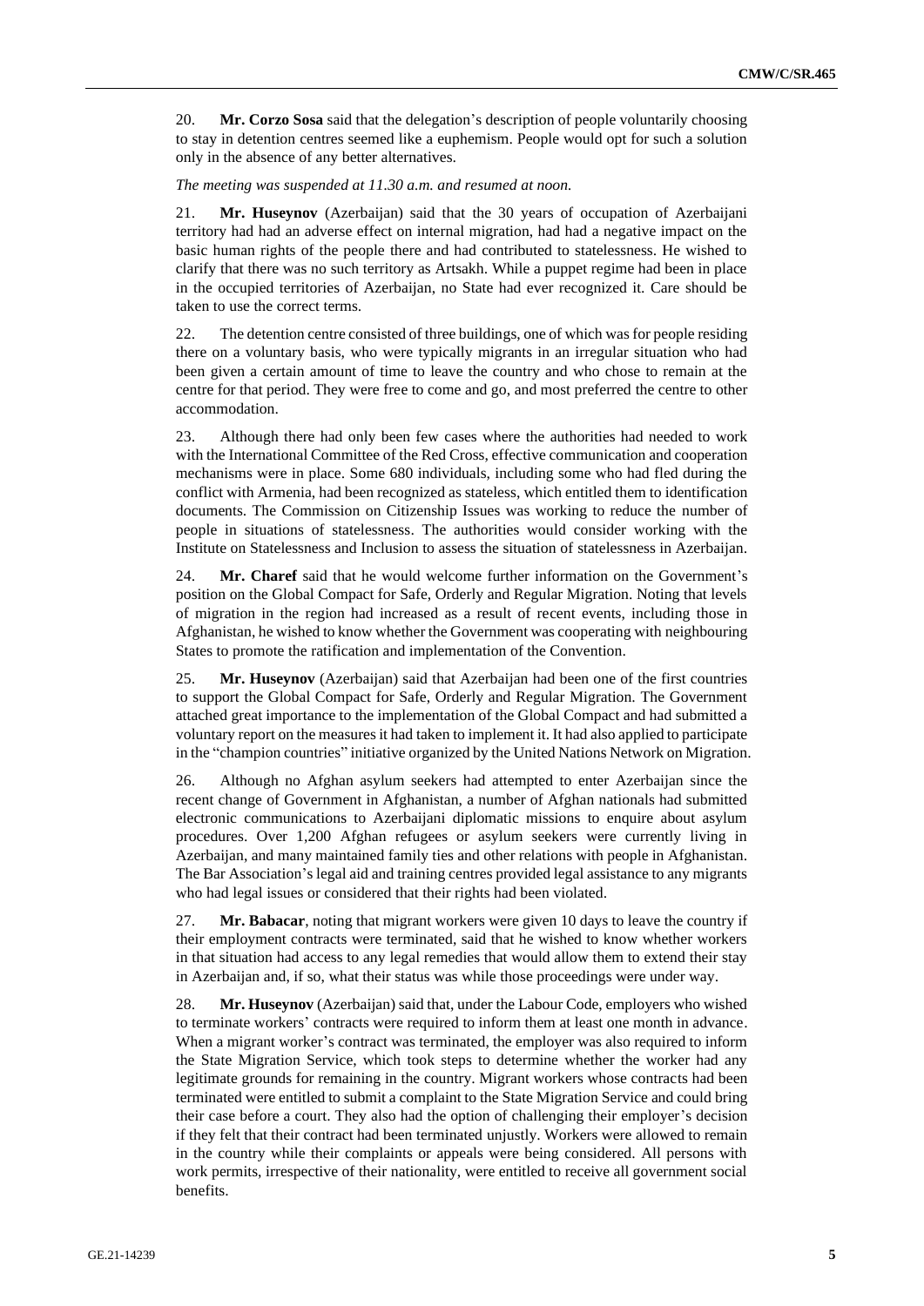20. **Mr. Corzo Sosa** said that the delegation's description of people voluntarily choosing to stay in detention centres seemed like a euphemism. People would opt for such a solution only in the absence of any better alternatives.

*The meeting was suspended at 11.30 a.m. and resumed at noon.*

21. **Mr. Huseynov** (Azerbaijan) said that the 30 years of occupation of Azerbaijani territory had had an adverse effect on internal migration, had had a negative impact on the basic human rights of the people there and had contributed to statelessness. He wished to clarify that there was no such territory as Artsakh. While a puppet regime had been in place in the occupied territories of Azerbaijan, no State had ever recognized it. Care should be taken to use the correct terms.

22. The detention centre consisted of three buildings, one of which was for people residing there on a voluntary basis, who were typically migrants in an irregular situation who had been given a certain amount of time to leave the country and who chose to remain at the centre for that period. They were free to come and go, and most preferred the centre to other accommodation.

23. Although there had only been few cases where the authorities had needed to work with the International Committee of the Red Cross, effective communication and cooperation mechanisms were in place. Some 680 individuals, including some who had fled during the conflict with Armenia, had been recognized as stateless, which entitled them to identification documents. The Commission on Citizenship Issues was working to reduce the number of people in situations of statelessness. The authorities would consider working with the Institute on Statelessness and Inclusion to assess the situation of statelessness in Azerbaijan.

24. **Mr. Charef** said that he would welcome further information on the Government's position on the Global Compact for Safe, Orderly and Regular Migration. Noting that levels of migration in the region had increased as a result of recent events, including those in Afghanistan, he wished to know whether the Government was cooperating with neighbouring States to promote the ratification and implementation of the Convention.

25. **Mr. Huseynov** (Azerbaijan) said that Azerbaijan had been one of the first countries to support the Global Compact for Safe, Orderly and Regular Migration. The Government attached great importance to the implementation of the Global Compact and had submitted a voluntary report on the measures it had taken to implement it. It had also applied to participate in the "champion countries" initiative organized by the United Nations Network on Migration.

26. Although no Afghan asylum seekers had attempted to enter Azerbaijan since the recent change of Government in Afghanistan, a number of Afghan nationals had submitted electronic communications to Azerbaijani diplomatic missions to enquire about asylum procedures. Over 1,200 Afghan refugees or asylum seekers were currently living in Azerbaijan, and many maintained family ties and other relations with people in Afghanistan. The Bar Association's legal aid and training centres provided legal assistance to any migrants who had legal issues or considered that their rights had been violated.

27. **Mr. Babacar**, noting that migrant workers were given 10 days to leave the country if their employment contracts were terminated, said that he wished to know whether workers in that situation had access to any legal remedies that would allow them to extend their stay in Azerbaijan and, if so, what their status was while those proceedings were under way.

28. **Mr. Huseynov** (Azerbaijan) said that, under the Labour Code, employers who wished to terminate workers' contracts were required to inform them at least one month in advance. When a migrant worker's contract was terminated, the employer was also required to inform the State Migration Service, which took steps to determine whether the worker had any legitimate grounds for remaining in the country. Migrant workers whose contracts had been terminated were entitled to submit a complaint to the State Migration Service and could bring their case before a court. They also had the option of challenging their employer's decision if they felt that their contract had been terminated unjustly. Workers were allowed to remain in the country while their complaints or appeals were being considered. All persons with work permits, irrespective of their nationality, were entitled to receive all government social benefits.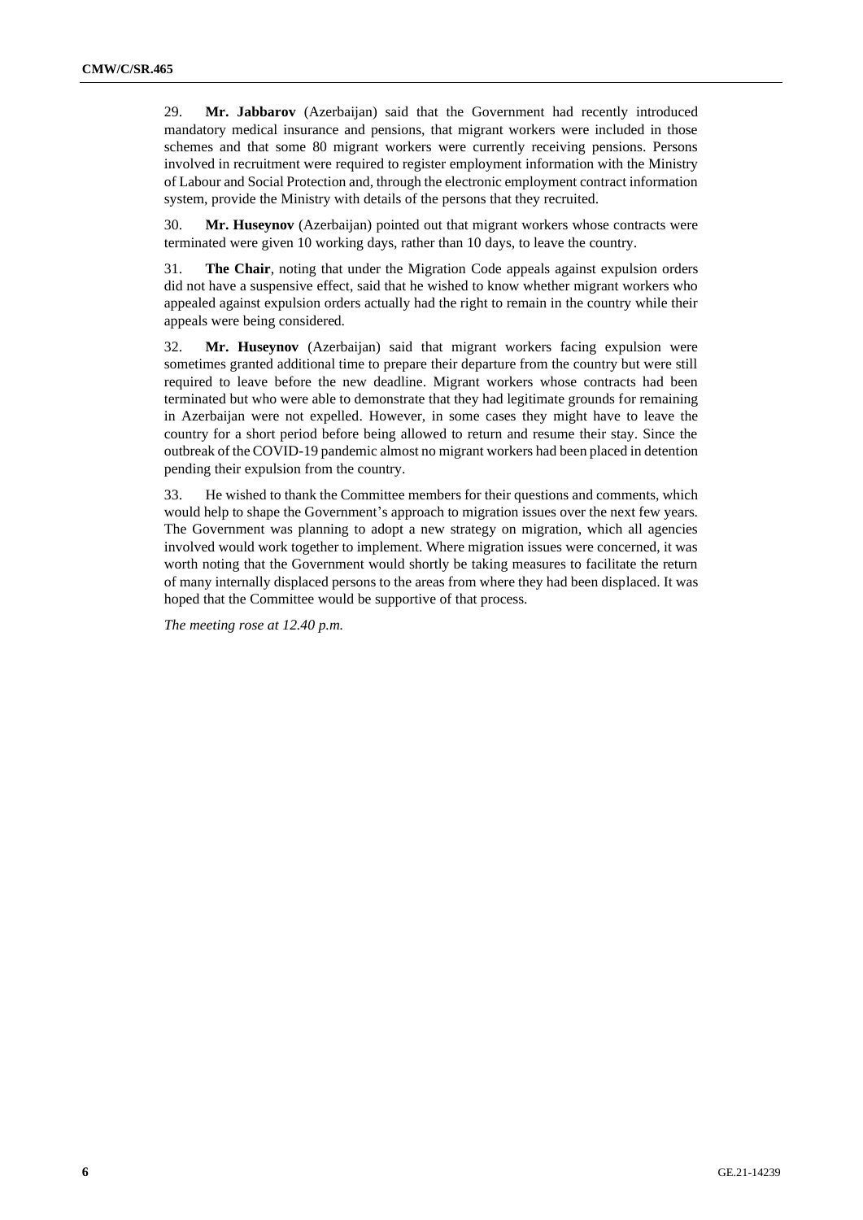29. **Mr. Jabbarov** (Azerbaijan) said that the Government had recently introduced mandatory medical insurance and pensions, that migrant workers were included in those schemes and that some 80 migrant workers were currently receiving pensions. Persons involved in recruitment were required to register employment information with the Ministry of Labour and Social Protection and, through the electronic employment contract information system, provide the Ministry with details of the persons that they recruited.

30. **Mr. Huseynov** (Azerbaijan) pointed out that migrant workers whose contracts were terminated were given 10 working days, rather than 10 days, to leave the country.

31. **The Chair**, noting that under the Migration Code appeals against expulsion orders did not have a suspensive effect, said that he wished to know whether migrant workers who appealed against expulsion orders actually had the right to remain in the country while their appeals were being considered.

32. **Mr. Huseynov** (Azerbaijan) said that migrant workers facing expulsion were sometimes granted additional time to prepare their departure from the country but were still required to leave before the new deadline. Migrant workers whose contracts had been terminated but who were able to demonstrate that they had legitimate grounds for remaining in Azerbaijan were not expelled. However, in some cases they might have to leave the country for a short period before being allowed to return and resume their stay. Since the outbreak of the COVID-19 pandemic almost no migrant workers had been placed in detention pending their expulsion from the country.

33. He wished to thank the Committee members for their questions and comments, which would help to shape the Government's approach to migration issues over the next few years. The Government was planning to adopt a new strategy on migration, which all agencies involved would work together to implement. Where migration issues were concerned, it was worth noting that the Government would shortly be taking measures to facilitate the return of many internally displaced persons to the areas from where they had been displaced. It was hoped that the Committee would be supportive of that process.

*The meeting rose at 12.40 p.m.*